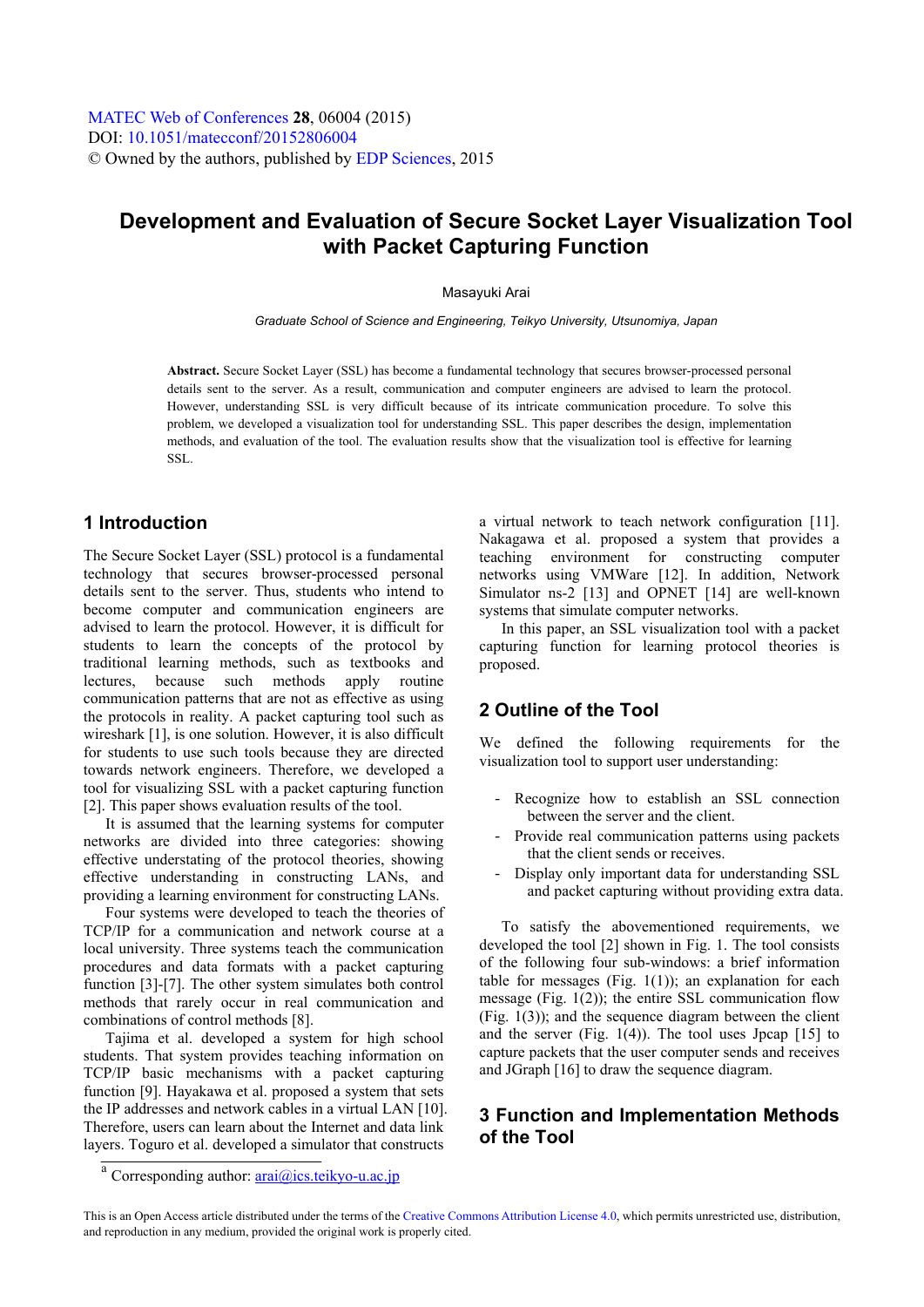# Development and Evaluation of Secure Socket Layer Visualization Tool with Packet Capturing Function

Masayuki Arai

*Graduate School of Science and Engineering, Teikyo University, Utsunomiya, Japan*

**Abstract.** Secure Socket Layer (SSL) has become a fundamental technology that secures browser-processed personal details sent to the server. As a result, communication and computer engineers are advised to learn the protocol. However, understanding SSL is very difficult because of its intricate communication procedure. To solve this problem, we developed a visualization tool for understanding SSL. This paper describes the design, implementation methods, and evaluation of the tool. The evaluation results show that the visualization tool is effective for learning SSL.

## 1 Introduction

The Secure Socket Layer (SSL) protocol is a fundamental technology that secures browser-processed personal details sent to the server. Thus, students who intend to become computer and communication engineers are advised to learn the protocol. However, it is difficult for students to learn the concepts of the protocol by traditional learning methods, such as textbooks and lectures, because such methods apply routine communication patterns that are not as effective as using the protocols in reality. A packet capturing tool such as wireshark [1], is one solution. However, it is also difficult for students to use such tools because they are directed towards network engineers. Therefore, we developed a tool for visualizing SSL with a packet capturing function [2]. This paper shows evaluation results of the tool.

It is assumed that the learning systems for computer networks are divided into three categories: showing effective understating of the protocol theories, showing effective understanding in constructing LANs, and providing a learning environment for constructing LANs.

Four systems were developed to teach the theories of TCP/IP for a communication and network course at a local university. Three systems teach the communication procedures and data formats with a packet capturing function [3]-[7]. The other system simulates both control methods that rarely occur in real communication and combinations of control methods [8].

Tajima et al. developed a system for high school students. That system provides teaching information on TCP/IP basic mechanisms with a packet capturing function [9]. Hayakawa et al. proposed a system that sets the IP addresses and network cables in a virtual LAN [10]. Therefore, users can learn about the Internet and data link layers. Toguro et al. developed a simulator that constructs a virtual network to teach network configuration [11]. Nakagawa et al. proposed a system that provides a teaching environment for constructing computer networks using VMWare [12]. In addition, Network Simulator ns-2 [13] and OPNET [14] are well-known systems that simulate computer networks.

In this paper, an SSL visualization tool with a packet capturing function for learning protocol theories is proposed.

## 2 Outline of the Tool

We defined the following requirements for the visualization tool to support user understanding:

- Recognize how to establish an SSL connection between the server and the client.
- Provide real communication patterns using packets that the client sends or receives.
- Display only important data for understanding SSL and packet capturing without providing extra data.

To satisfy the abovementioned requirements, we developed the tool [2] shown in Fig. 1. The tool consists of the following four sub-windows: a brief information table for messages (Fig. 1(1)); an explanation for each message (Fig. 1(2)); the entire SSL communication flow (Fig. 1(3)); and the sequence diagram between the client and the server (Fig. 1(4)). The tool uses Jpcap [15] to capture packets that the user computer sends and receives and JGraph [16] to draw the sequence diagram.

## 3 Function and Implementation Methods of the Tool

[a] Corresponding author: arai@ics.teikyo-u.ac.jp

This is an Open Access article distributed under the terms of the Creative Commons Attribution License 4.0, which permits unrestricted use, distribution, and reproduction in any medium, provided the original work is properly cited.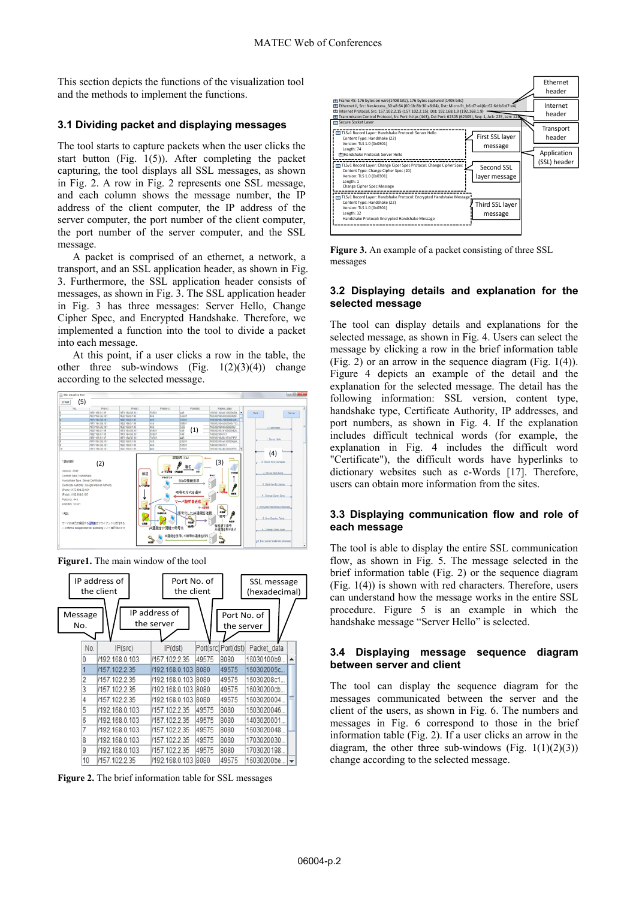This section depicts the functions of the visualization tool and the methods to implement the functions.

## 3.1 Dividing packet and displaying messages

The tool starts to capture packets when the user clicks the start button (Fig. 1(5)). After completing the packet capturing, the tool displays all SSL messages, as shown in Fig. 2. A row in Fig. 2 represents one SSL message, and each column shows the message number, the IP address of the client computer, the IP address of the server computer, the port number of the client computer, the port number of the server computer, and the SSL message.

A packet is comprised of an ethernet, a network, a transport, and an SSL application header, as shown in Fig. 3. Furthermore, the SSL application header consists of messages, as shown in Fig. 3. The SSL application header in Fig. 3 has three messages: Server Hello, Change Cipher Spec, and Encrypted Handshake. Therefore, we implemented a function into the tool to divide a packet into each message.

At this point, if a user clicks a row in the table, the other three sub-windows (Fig. 1(2)(3)(4)) change according to the selected message.

**Figure1.** The main window of the tool

| No. | IP(src) | IP(dst) | Port(src) | Port(dst) | Packet_data |
|---|---|---|---|---|---|
| 0 | /192.168.0.103 | /157.102.2.35 | 49575 | 8080 | 16030100b9... |
| 1 | /157.102.2.35 | /192.168.0.103 | 8080 | 49575 | 160302005c... |
| 2 | /157.102.2.35 | /192.168.0.103 | 8080 | 49575 | 16030208c1... |
| 3 | /157.102.2.35 | /192.168.0.103 | 8080 | 49575 | 160302020cb... |
| 4 | /157.102.2.35 | /192.168.0.103 | 8080 | 49575 | 1603020004... |
| 5 | /192.168.0.103 | /157.102.2.35 | 49575 | 8080 | 1603020046... |
| 6 | /192.168.0.103 | /157.102.2.35 | 49575 | 8080 | 1403020001... |
| 7 | /192.168.0.103 | /157.102.2.35 | 49575 | 8080 | 1603020048... |
| 8 | /192.168.0.103 | /157.102.2.35 | 49575 | 8080 | 1703020030... |
| 9 | /192.168.0.103 | /157.102.2.35 | 49575 | 8080 | 1703020198... |
| 10 | /157.102.2.35 | /192.168.0.103 | 8080 | 49575 | 16030200be... |

**Figure 2.** The brief information table for SSL messages

**Figure 3.** An example of a packet consisting of three SSL messages

## 3.2 Displaying details and explanation for the selected message

The tool can display details and explanations for the selected message, as shown in Fig. 4. Users can select the message by clicking a row in the brief information table (Fig. 2) or an arrow in the sequence diagram (Fig. 1(4)). Figure 4 depicts an example of the detail and the explanation for the selected message. The detail has the following information: SSL version, content type, handshake type, Certificate Authority, IP addresses, and port numbers, as shown in Fig. 4. If the explanation includes difficult technical words (for example, the explanation in Fig. 4 includes the difficult word "Certificate"), the difficult words have hyperlinks to dictionary websites such as e-Words [17]. Therefore, users can obtain more information from the sites.

## 3.3 Displaying communication flow and role of each message

The tool is able to display the entire SSL communication flow, as shown in Fig. 5. The message selected in the brief information table (Fig. 2) or the sequence diagram (Fig. 1(4)) is shown with red characters. Therefore, users can understand how the message works in the entire SSL procedure. Figure 5 is an example in which the handshake message "Server Hello" is selected.

## 3.4 Displaying message sequence diagram between server and client

The tool can display the sequence diagram for the messages communicated between the server and the client of the users, as shown in Fig. 6. The numbers and messages in Fig. 6 correspond to those in the brief information table (Fig. 2). If a user clicks an arrow in the diagram, the other three sub-windows (Fig. 1(1)(2)(3)) change according to the selected message.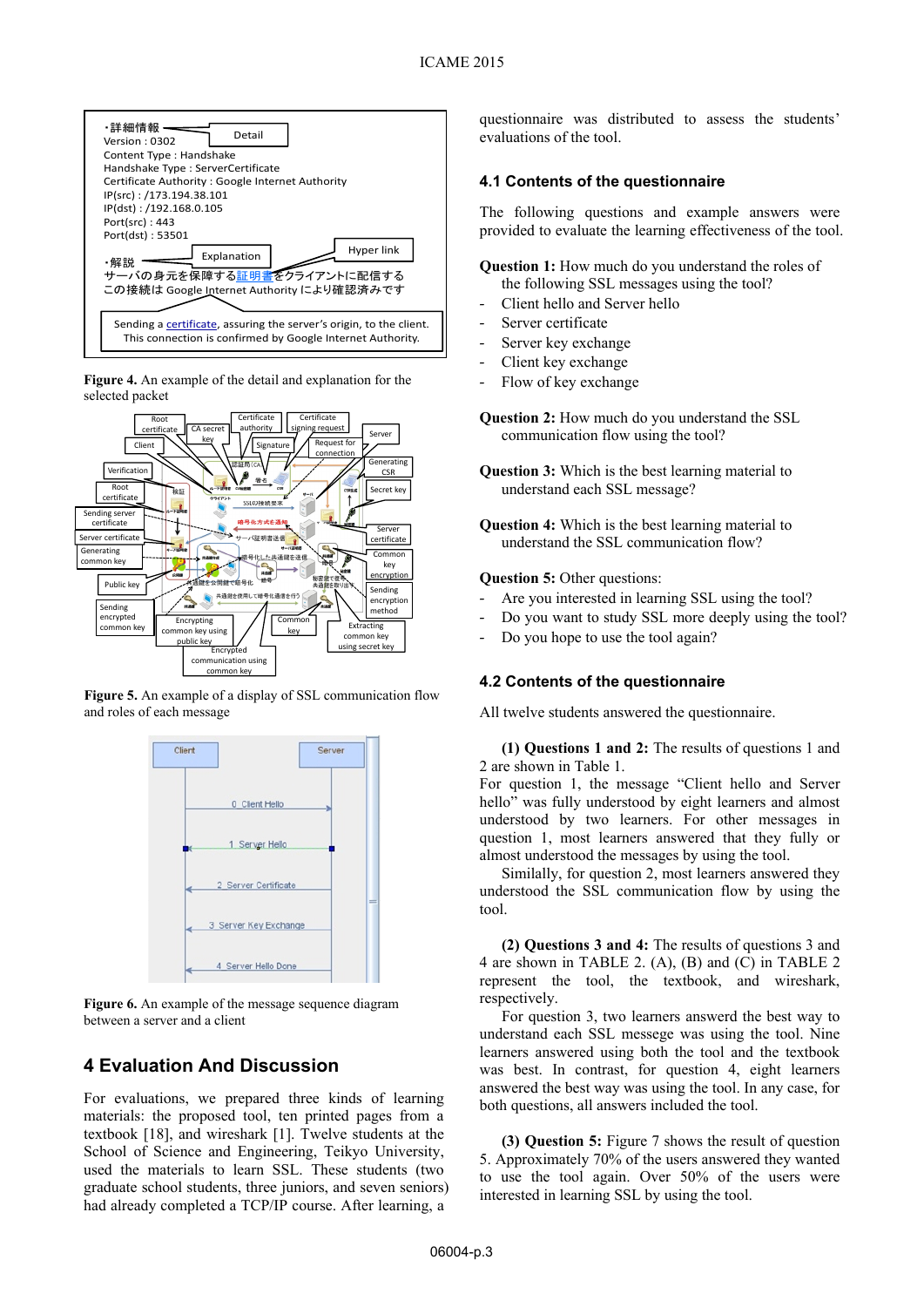Figure 4. An example of the detail and explanation for the selected packet

Figure 5. An example of a display of SSL communication flow and roles of each message

Figure 6. An example of the message sequence diagram between a server and a client

## 4 Evaluation And Discussion

For evaluations, we prepared three kinds of learning materials: the proposed tool, ten printed pages from a textbook [18], and wireshark [1]. Twelve students at the School of Science and Engineering, Teikyo University, used the materials to learn SSL. These students (two graduate school students, three juniors, and seven seniors) had already completed a TCP/IP course. After learning, a questionnaire was distributed to assess the students' evaluations of the tool.

### 4.1 Contents of the questionnaire

The following questions and example answers were provided to evaluate the learning effectiveness of the tool.

**Question 1:** How much do you understand the roles of the following SSL messages using the tool?

- Client hello and Server hello
- Server certificate
- Server key exchange
- Client key exchange
- Flow of key exchange

**Question 2:** How much do you understand the SSL communication flow using the tool?

**Question 3:** Which is the best learning material to understand each SSL message?

**Question 4:** Which is the best learning material to understand the SSL communication flow?

**Question 5:** Other questions:

- Are you interested in learning SSL using the tool?
- Do you want to study SSL more deeply using the tool?
- Do you hope to use the tool again?

### 4.2 Contents of the questionnaire

All twelve students answered the questionnaire.

**(1) Questions 1 and 2:** The results of questions 1 and 2 are shown in Table 1.
For question 1, the message "Client hello and Server hello" was fully understood by eight learners and almost understood by two learners. For other messages in question 1, most learners answered that they fully or almost understood the messages by using the tool.
Similarly, for question 2, most learners answered they understood the SSL communication flow by using the tool.

**(2) Questions 3 and 4:** The results of questions 3 and 4 are shown in TABLE 2. (A), (B) and (C) in TABLE 2 represent the tool, the textbook, and wireshark, respectively.
For question 3, two learners answerd the best way to understand each SSL messege was using the tool. Nine learners answered using both the tool and the textbook was best. In contrast, for question 4, eight learners answered the best way was using the tool. In any case, for both questions, all answers included the tool.

**(3) Question 5:** Figure 7 shows the result of question 5. Approximately 70% of the users answered they wanted to use the tool again. Over 50% of the users were interested in learning SSL by using the tool.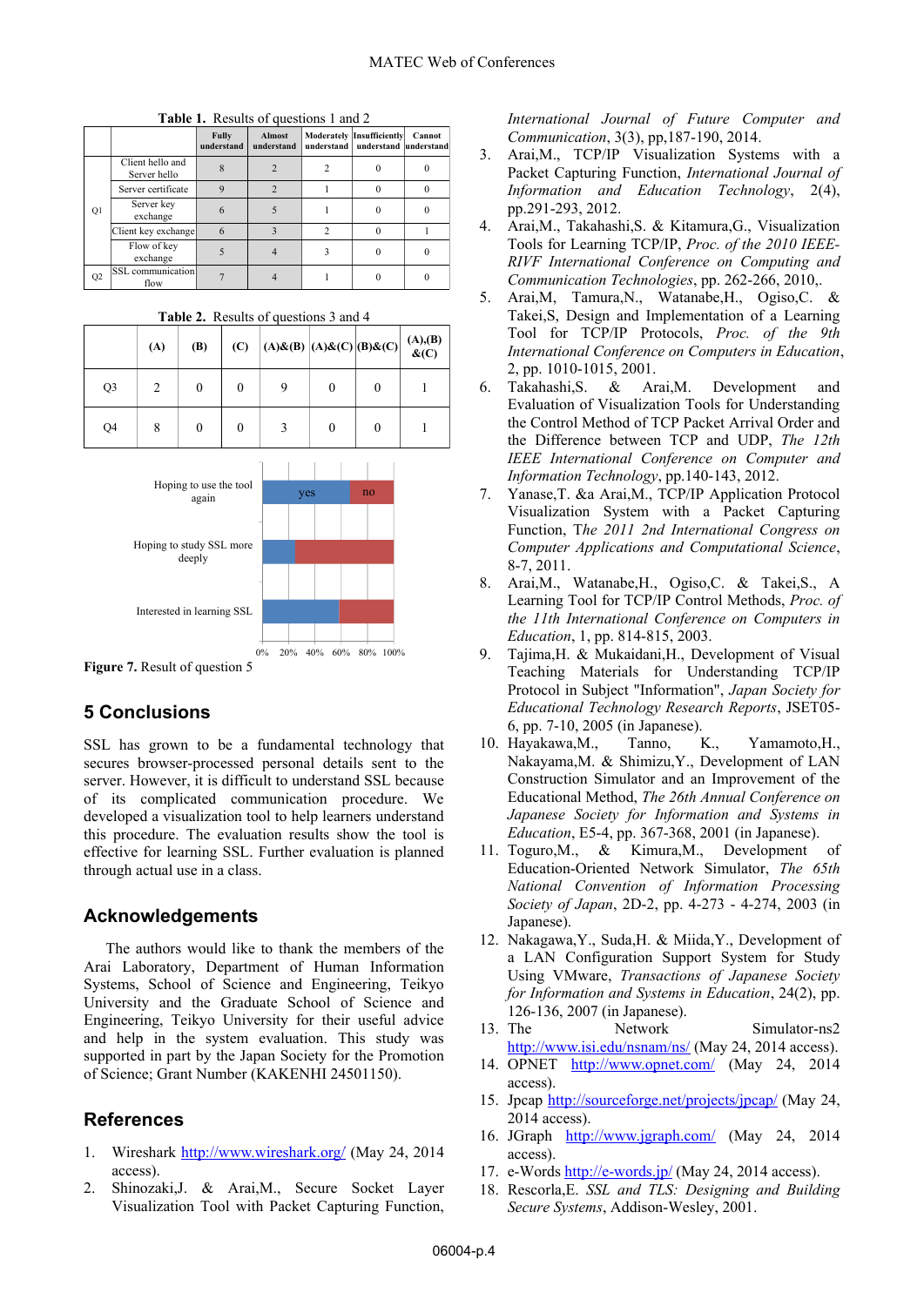**Table 1.** Results of questions 1 and 2

| | | Fully understand | Almost understand | Moderately understand | Insufficiently understand | Cannot understand |
|---|---|---|---|---|---|---|
| Q1 | Client hello and Server hello | 8 | 2 | 2 | 0 | 0 |
| | Server certificate | 9 | 2 | 1 | 0 | 0 |
| | Server key exchange | 6 | 5 | 1 | 0 | 0 |
| | Client key exchange | 6 | 3 | 2 | 0 | 1 |
| | Flow of key exchange | 5 | 4 | 3 | 0 | 0 |
| Q2 | SSL communication flow | 7 | 4 | 1 | 0 | 0 |

**Table 2.** Results of questions 3 and 4

| | (A) | (B) | (C) | (A)&(B) | (A)&(C) | (B)&(C) | (A),(B) &(C) |
|---|---|---|---|---|---|---|---|
| Q3 | 2 | 0 | 0 | 9 | 0 | 0 | 1 |
| Q4 | 8 | 0 | 0 | 3 | 0 | 0 | 1 |

Hoping to use the tool again

yes

no

Hoping to study SSL more deeply

Interested in learning SSL

0% 20% 40% 60% 80% 100%

**Figure 7.** Result of question 5

## 5 Conclusions

SSL has grown to be a fundamental technology that secures browser-processed personal details sent to the server. However, it is difficult to understand SSL because of its complicated communication procedure. We developed a visualization tool to help learners understand this procedure. The evaluation results show the tool is effective for learning SSL. Further evaluation is planned through actual use in a class.

## Acknowledgements

The authors would like to thank the members of the Arai Laboratory, Department of Human Information Systems, School of Science and Engineering, Teikyo University and the Graduate School of Science and Engineering, Teikyo University for their useful advice and help in the system evaluation. This study was supported in part by the Japan Society for the Promotion of Science; Grant Number (KAKENHI 24501150).

## References

1. Wireshark http://www.wireshark.org/ (May 24, 2014 access).
2. Shinozaki,J. & Arai,M., Secure Socket Layer Visualization Tool with Packet Capturing Function, *International Journal of Future Computer and Communication*, 3(3), pp,187-190, 2014.
3. Arai,M., TCP/IP Visualization Systems with a Packet Capturing Function, *International Journal of Information and Education Technology*, 2(4), pp.291-293, 2012.
4. Arai,M., Takahashi,S. & Kitamura,G., Visualization Tools for Learning TCP/IP, *Proc. of the 2010 IEEE-RIVF International Conference on Computing and Communication Technologies*, pp. 262-266, 2010,.
5. Arai,M, Tamura,N., Watanabe,H., Ogiso,C. & Takei,S, Design and Implementation of a Learning Tool for TCP/IP Protocols, *Proc. of the 9th International Conference on Computers in Education*, 2, pp. 1010-1015, 2001.
6. Takahashi,S. & Arai,M. Development and Evaluation of Visualization Tools for Understanding the Control Method of TCP Packet Arrival Order and the Difference between TCP and UDP, *The 12th IEEE International Conference on Computer and Information Technology*, pp.140-143, 2012.
7. Yanase,T. &a Arai,M., TCP/IP Application Protocol Visualization System with a Packet Capturing Function, *The 2011 2nd International Congress on Computer Applications and Computational Science*, 8-7, 2011.
8. Arai,M., Watanabe,H., Ogiso,C. & Takei,S., A Learning Tool for TCP/IP Control Methods, *Proc. of the 11th International Conference on Computers in Education*, 1, pp. 814-815, 2003.
9. Tajima,H. & Mukaidani,H., Development of Visual Teaching Materials for Understanding TCP/IP Protocol in Subject "Information", *Japan Society for Educational Technology Research Reports*, JSET05-6, pp. 7-10, 2005 (in Japanese).
10. Hayakawa,M., Tanno, K., Yamamoto,H., Nakayama,M. & Shimizu,Y., Development of LAN Construction Simulator and an Improvement of the Educational Method, *The 26th Annual Conference on Japanese Society for Information and Systems in Education*, E5-4, pp. 367-368, 2001 (in Japanese).
11. Toguro,M., & Kimura,M., Development of Education-Oriented Network Simulator, *The 65th National Convention of Information Processing Society of Japan*, 2D-2, pp. 4-273 - 4-274, 2003 (in Japanese).
12. Nakagawa,Y., Suda,H. & Miida,Y., Development of a LAN Configuration Support System for Study Using VMware, *Transactions of Japanese Society for Information and Systems in Education*, 24(2), pp. 126-136, 2007 (in Japanese).
13. The Network Simulator-ns2 http://www.isi.edu/nsnam/ns/ (May 24, 2014 access).
14. OPNET http://www.opnet.com/ (May 24, 2014 access).
15. Jpcap http://sourceforge.net/projects/jpcap/ (May 24, 2014 access).
16. JGraph http://www.jgraph.com/ (May 24, 2014 access).
17. e-Words http://e-words.jp/ (May 24, 2014 access).
18. Rescorla,E. *SSL and TLS: Designing and Building Secure Systems*, Addison-Wesley, 2001.